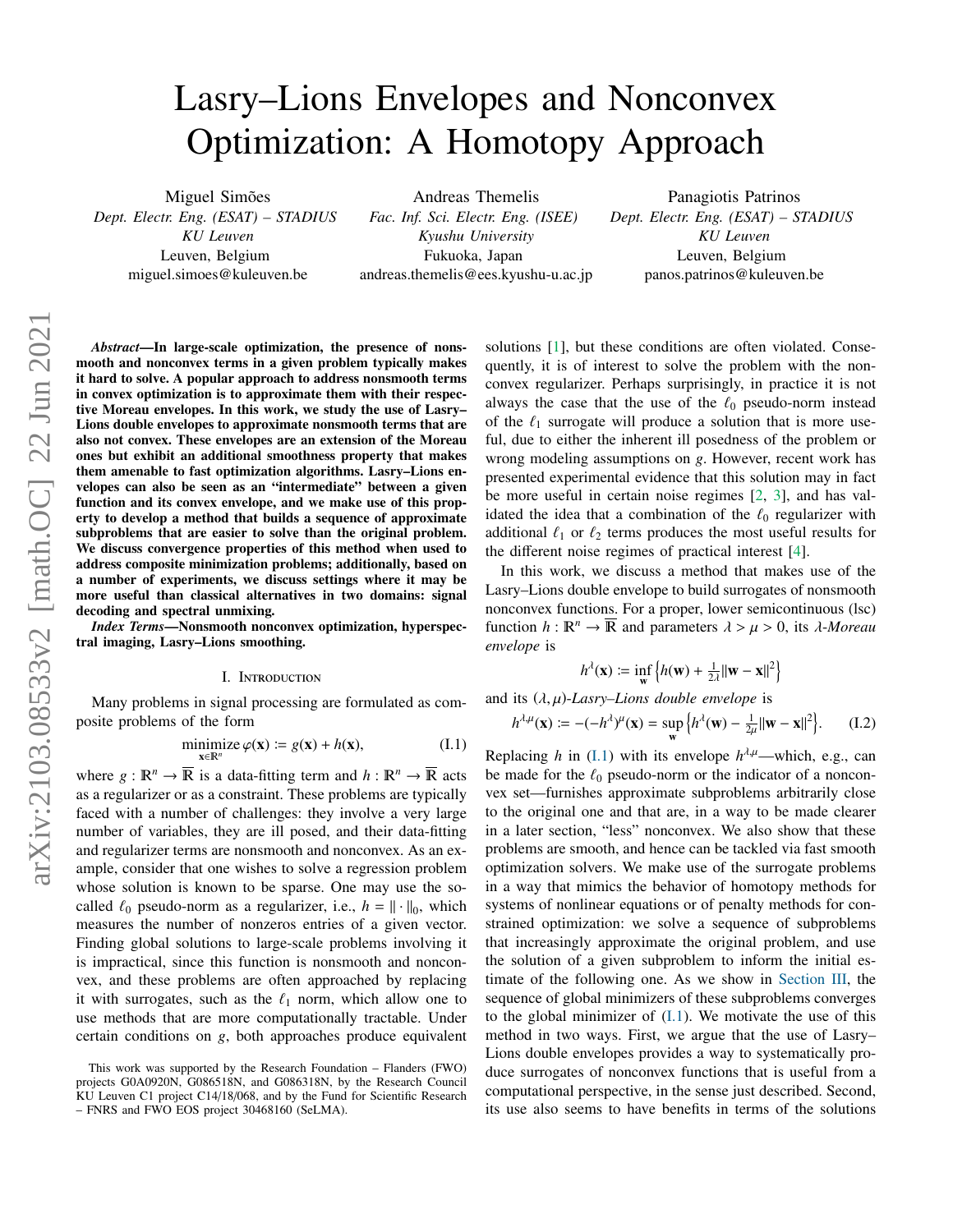# Lasry–Lions Envelopes and Nonconvex Optimization: A Homotopy Approach

Miguel Simões
*Dept. Electr. Eng. (ESAT) – STADIUS*
*KU Leuven*
Leuven, Belgium
miguel.simoes@kuleuven.be

Andreas Themelis
*Fac. Inf. Sci. Electr. Eng. (ISEE)*
*Kyushu University*
Fukuoka, Japan
andreas.themelis@ees.kyushu-u.ac.jp

Panagiotis Patrinos
*Dept. Electr. Eng. (ESAT) – STADIUS*
*KU Leuven*
Leuven, Belgium
panos.patrinos@kuleuven.be

***Abstract*—In large-scale optimization, the presence of nonsmooth and nonconvex terms in a given problem typically makes it hard to solve. A popular approach to address nonsmooth terms in convex optimization is to approximate them with their respective Moreau envelopes. In this work, we study the use of Lasry–Lions double envelopes to approximate nonsmooth terms that are also not convex. These envelopes are an extension of the Moreau ones but exhibit an additional smoothness property that makes them amenable to fast optimization algorithms. Lasry–Lions envelopes can also be seen as an "intermediate" between a given function and its convex envelope, and we make use of this property to develop a method that builds a sequence of approximate subproblems that are easier to solve than the original problem. We discuss convergence properties of this method when used to address composite minimization problems; additionally, based on a number of experiments, we discuss settings where it may be more useful than classical alternatives in two domains: signal decoding and spectral unmixing.**

***Index Terms*—Nonsmooth nonconvex optimization, hyperspectral imaging, Lasry–Lions smoothing.**

## I. Introduction

Many problems in signal processing are formulated as composite problems of the form

$$\operatorname*{minimize}_{\mathbf{x}\in\mathbb{R}^n} \varphi(\mathbf{x}) \coloneqq g(\mathbf{x}) + h(\mathbf{x}), \tag{I.1}$$

where $g : \mathbb{R}^n \to \overline{\mathbb{R}}$ is a data-fitting term and $h : \mathbb{R}^n \to \overline{\mathbb{R}}$ acts as a regularizer or as a constraint. These problems are typically faced with a number of challenges: they involve a very large number of variables, they are ill posed, and their data-fitting and regularizer terms are nonsmooth and nonconvex. As an example, consider that one wishes to solve a regression problem whose solution is known to be sparse. One may use the so-called $\ell_0$ pseudo-norm as a regularizer, i.e., $h = \|\cdot\|_0$, which measures the number of nonzeros entries of a given vector. Finding global solutions to large-scale problems involving it is impractical, since this function is nonsmooth and nonconvex, and these problems are often approached by replacing it with surrogates, such as the $\ell_1$ norm, which allow one to use methods that are more computationally tractable. Under certain conditions on $g$, both approaches produce equivalent solutions [1], but these conditions are often violated. Consequently, it is of interest to solve the problem with the nonconvex regularizer. Perhaps surprisingly, in practice it is not always the case that the use of the $\ell_0$ pseudo-norm instead of the $\ell_1$ surrogate will produce a solution that is more useful, due to either the inherent ill posedness of the problem or wrong modeling assumptions on $g$. However, recent work has presented experimental evidence that this solution may in fact be more useful in certain noise regimes [2, 3], and has validated the idea that a combination of the $\ell_0$ regularizer with additional $\ell_1$ or $\ell_2$ terms produces the most useful results for the different noise regimes of practical interest [4].

In this work, we discuss a method that makes use of the Lasry–Lions double envelope to build surrogates of nonsmooth nonconvex functions. For a proper, lower semicontinuous (lsc) function $h : \mathbb{R}^n \to \overline{\mathbb{R}}$ and parameters $\lambda > \mu > 0$, its $\lambda$-*Moreau envelope* is

$$h^{\lambda}(\mathbf{x}) \coloneqq \inf_{\mathbf{w}} \left\{ h(\mathbf{w}) + \tfrac{1}{2\lambda}\|\mathbf{w} - \mathbf{x}\|^2 \right\}$$

and its $(\lambda, \mu)$-*Lasry–Lions double envelope* is

$$h^{\lambda,\mu}(\mathbf{x}) \coloneqq -(-h^{\lambda})^{\mu}(\mathbf{x}) = \sup_{\mathbf{w}} \left\{ h^{\lambda}(\mathbf{w}) - \tfrac{1}{2\mu}\|\mathbf{w} - \mathbf{x}\|^2 \right\}. \tag{I.2}$$

Replacing $h$ in (I.1) with its envelope $h^{\lambda,\mu}$—which, e.g., can be made for the $\ell_0$ pseudo-norm or the indicator of a nonconvex set—furnishes approximate subproblems arbitrarily close to the original one and that are, in a way to be made clearer in a later section, "less" nonconvex. We also show that these problems are smooth, and hence can be tackled via fast smooth optimization solvers. We make use of the surrogate problems in a way that mimics the behavior of homotopy methods for systems of nonlinear equations or of penalty methods for constrained optimization: we solve a sequence of subproblems that increasingly approximate the original problem, and use the solution of a given subproblem to inform the initial estimate of the following one. As we show in Section III, the sequence of global minimizers of these subproblems converges to the global minimizer of (I.1). We motivate the use of this method in two ways. First, we argue that the use of Lasry–Lions double envelopes provides a way to systematically produce surrogates of nonconvex functions that is useful from a computational perspective, in the sense just described. Second, its use also seems to have benefits in terms of the solutions

This work was supported by the Research Foundation – Flanders (FWO) projects G0A0920N, G086518N, and G086318N, by the Research Council KU Leuven C1 project C14/18/068, and by the Fund for Scientific Research – FNRS and FWO EOS project 30468160 (SeLMA).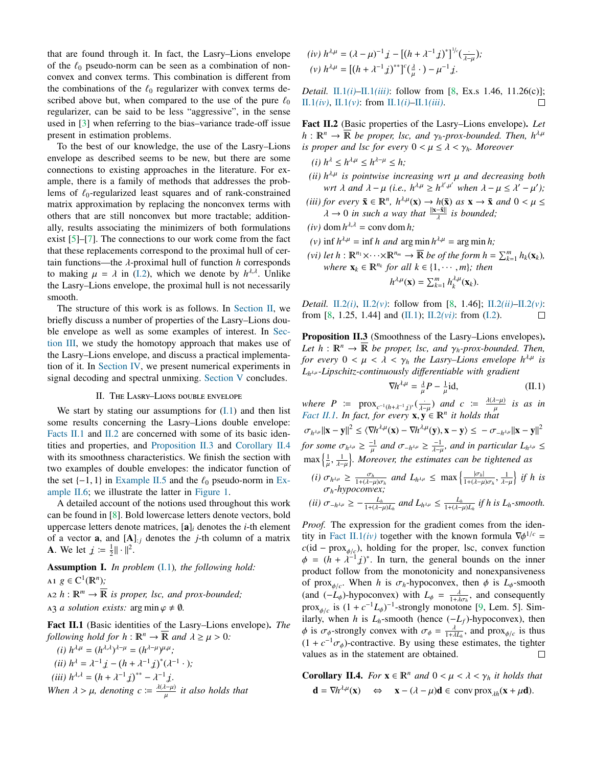that are found through it. In fact, the Lasry–Lions envelope of the $\ell_0$ pseudo-norm can be seen as a combination of nonconvex and convex terms. This combination is different from the combinations of the $\ell_0$ regularizer with convex terms described above but, when compared to the use of the pure $\ell_0$ regularizer, can be said to be less "aggressive", in the sense used in [3] when referring to the bias–variance trade-off issue present in estimation problems.

To the best of our knowledge, the use of the Lasry–Lions envelope as described seems to be new, but there are some connections to existing approaches in the literature. For example, there is a family of methods that addresses the problems of $\ell_0$-regularized least squares and of rank-constrained matrix approximation by replacing the nonconvex terms with others that are still nonconvex but more tractable; additionally, results associating the minimizers of both formulations exist [5]–[7]. The connections to our work come from the fact that these replacements correspond to the proximal hull of certain functions—the $\lambda$-proximal hull of function $h$ corresponds to making $\mu = \lambda$ in (I.2), which we denote by $h^{\lambda,\lambda}$. Unlike the Lasry–Lions envelope, the proximal hull is not necessarily smooth.

The structure of this work is as follows. In Section II, we briefly discuss a number of properties of the Lasry–Lions double envelope as well as some examples of interest. In Section III, we study the homotopy approach that makes use of the Lasry–Lions envelope, and discuss a practical implementation of it. In Section IV, we present numerical experiments in signal decoding and spectral unmixing. Section V concludes.

## II. The Lasry–Lions double envelope

We start by stating our assumptions for (I.1) and then list some results concerning the Lasry–Lions double envelope: Facts II.1 and II.2 are concerned with some of its basic identities and properties, and Proposition II.3 and Corollary II.4 with its smoothness characteristics. We finish the section with two examples of double envelopes: the indicator function of the set $\{-1, 1\}$ in Example II.5 and the $\ell_0$ pseudo-norm in Example II.6; we illustrate the latter in Figure 1.

A detailed account of the notions used throughout this work can be found in [8]. Bold lowercase letters denote vectors, bold uppercase letters denote matrices, $[\mathbf{a}]_i$ denotes the $i$-th element of a vector $\mathbf{a}$, and $[\mathbf{A}]_{:j}$ denotes the $j$-th column of a matrix $\mathbf{A}$. We let $\jmath := \frac{1}{2}\|\cdot\|^2$.

**Assumption I.** *In problem (I.1), the following hold:*

A1 $g \in C^1(\mathbb{R}^n)$;

A2 $h : \mathbb{R}^m \to \overline{\mathbb{R}}$ *is proper, lsc, and prox-bounded;*

A3 *a solution exists:* $\arg\min \varphi \neq \emptyset$.

**Fact II.1** (Basic identities of the Lasry–Lions envelope). *The following hold for* $h : \mathbb{R}^n \to \overline{\mathbb{R}}$ *and* $\lambda \geq \mu > 0$*:*

*(i)* $h^{\lambda,\mu} = (h^{\lambda,\lambda})^{\lambda-\mu} = (h^{\lambda-\mu})^{\mu,\mu}$;

*(ii)* $h^{\lambda} = \lambda^{-1}\jmath - (h + \lambda^{-1}\jmath)^*(\lambda^{-1}\,\cdot\,)$;

*(iii)* $h^{\lambda,\lambda} = (h + \lambda^{-1}\jmath)^{**} - \lambda^{-1}\jmath$.

*When* $\lambda > \mu$*, denoting* $c := \frac{\lambda(\lambda-\mu)}{\mu}$ *it also holds that*

*(iv)* $h^{\lambda,\mu} = (\lambda-\mu)^{-1}\jmath - [(h + \lambda^{-1}\jmath)^*]^{1/c}(\frac{\cdot}{\lambda-\mu})$;

*(v)* $h^{\lambda,\mu} = [(h + \lambda^{-1}\jmath)^{**}]^c(\frac{\lambda}{\mu}\,\cdot\,) - \mu^{-1}\jmath$.

*Detail.* II.1*(i)*–II.1*(iii)*: follow from [8, Ex.s 1.46, 11.26(c)]; II.1*(iv)*, II.1*(v)*: from II.1*(i)*–II.1*(iii)*. □

**Fact II.2** (Basic properties of the Lasry–Lions envelope). *Let* $h : \mathbb{R}^n \to \overline{\mathbb{R}}$ *be proper, lsc, and* $\gamma_h$*-prox-bounded. Then,* $h^{\lambda,\mu}$ *is proper and lsc for every* $0 < \mu \leq \lambda < \gamma_h$*. Moreover*

*(i)* $h^{\lambda} \leq h^{\lambda,\mu} \leq h^{\lambda-\mu} \leq h$;

*(ii)* $h^{\lambda,\mu}$ *is pointwise increasing wrt* $\mu$ *and decreasing both wrt* $\lambda$ *and* $\lambda - \mu$ *(i.e.,* $h^{\lambda,\mu} \geq h^{\lambda',\mu'}$ *when* $\lambda - \mu \leq \lambda' - \mu'$*);*

*(iii) for every* $\bar{\mathbf{x}} \in \mathbb{R}^n$*,* $h^{\lambda,\mu}(\mathbf{x}) \to h(\bar{\mathbf{x}})$ *as* $\mathbf{x} \to \bar{\mathbf{x}}$ *and* $0 < \mu \leq \lambda \to 0$ *in such a way that* $\frac{\|\mathbf{x}-\bar{\mathbf{x}}\|}{\lambda}$ *is bounded;*

*(iv)* $\operatorname{dom} h^{\lambda,\lambda} = \operatorname{conv}\operatorname{dom} h$;

*(v)* $\inf h^{\lambda,\mu} = \inf h$ *and* $\arg\min h^{\lambda,\mu} = \arg\min h$;

*(vi) let* $h : \mathbb{R}^{n_1}\times\cdots\times\mathbb{R}^{n_m} \to \overline{\mathbb{R}}$ *be of the form* $h = \sum_{k=1}^{m} h_k(\mathbf{x}_k)$*, where* $\mathbf{x}_k \in \mathbb{R}^{n_k}$ *for all* $k \in \{1, \cdots, m\}$*; then*

$$h^{\lambda,\mu}(\mathbf{x}) = \textstyle\sum_{k=1}^{m} h_k^{\lambda,\mu}(\mathbf{x}_k).$$

*Detail.* II.2*(i)*, II.2*(v)*: follow from [8, 1.46]; II.2*(ii)*–II.2*(v)*: from [8, 1.25, 1.44] and (II.1); II.2*(vi)*: from (I.2). □

**Proposition II.3** (Smoothness of the Lasry–Lions envelopes)**.** *Let* $h : \mathbb{R}^n \to \overline{\mathbb{R}}$ *be proper, lsc, and* $\gamma_h$*-prox-bounded. Then, for every* $0 < \mu < \lambda < \gamma_h$ *the Lasry–Lions envelope* $h^{\lambda,\mu}$ *is* $L_{h^{\lambda,\mu}}$*-Lipschitz-continuously differentiable with gradient*

$$\nabla h^{\lambda,\mu} = \tfrac{\lambda}{\mu}P - \tfrac{1}{\mu}\mathrm{id}, \tag{II.1}$$

*where* $P := \operatorname{prox}_{c^{-1}(h+\lambda^{-1}\jmath)^*}(\frac{\cdot}{\lambda-\mu})$ *and* $c := \frac{\lambda(\lambda-\mu)}{\mu}$ *is as in Fact II.1. In fact, for every* $\mathbf{x}, \mathbf{y} \in \mathbb{R}^n$ *it holds that*

$$\sigma_{h^{\lambda,\mu}}\|\mathbf{x}-\mathbf{y}\|^2 \leq \langle\nabla h^{\lambda,\mu}(\mathbf{x}) - \nabla h^{\lambda,\mu}(\mathbf{y}), \mathbf{x}-\mathbf{y}\rangle \leq -\sigma_{-h^{\lambda,\mu}}\|\mathbf{x}-\mathbf{y}\|^2$$

*for some* $\sigma_{h^{\lambda,\mu}} \geq \frac{-1}{\mu}$ *and* $\sigma_{-h^{\lambda,\mu}} \geq \frac{-1}{\lambda-\mu}$*, and in particular* $L_{h^{\lambda,\mu}} \leq \max\left\{\frac{1}{\mu}, \frac{1}{\lambda-\mu}\right\}$*. Moreover, the estimates can be tightened as*

*(i)* $\sigma_{h^{\lambda,\mu}} \geq \frac{\sigma_h}{1+(\lambda-\mu)\sigma_h}$ *and* $L_{h^{\lambda,\mu}} \leq \max\left\{\frac{|\sigma_h|}{1+(\lambda-\mu)\sigma_h}, \frac{1}{\lambda-\mu}\right\}$ *if* $h$ *is* $\sigma_h$*-hypoconvex;*

*(ii)* $\sigma_{-h^{\lambda,\mu}} \geq -\frac{L_h}{1+(\lambda-\mu)L_h}$ *and* $L_{h^{\lambda,\mu}} \leq \frac{L_h}{1+(\lambda-\mu)L_h}$ *if* $h$ *is* $L_h$*-smooth.*

*Proof.* The expression for the gradient comes from the identity in Fact II.1*(iv)* together with the known formula $\nabla\phi^{1/c} = c(\mathrm{id} - \operatorname{prox}_{\phi/c})$, holding for the proper, lsc, convex function $\phi = (h + \lambda^{-1}\jmath)^*$. In turn, the general bounds on the inner product follow from the monotonicity and nonexpansiveness of $\operatorname{prox}_{\phi/c}$. When $h$ is $\sigma_h$-hypoconvex, then $\phi$ is $L_\phi$-smooth (and $(-L_\phi)$-hypoconvex) with $L_\phi = \frac{\lambda}{1+\lambda\sigma_h}$, and consequently $\operatorname{prox}_{\phi/c}$ is $(1 + c^{-1}L_\phi)^{-1}$-strongly monotone [9, Lem. 5]. Similarly, when $h$ is $L_h$-smooth (hence $(-L_f)$-hypoconvex), then $\phi$ is $\sigma_\phi$-strongly convex with $\sigma_\phi = \frac{\lambda}{1+\lambda L_h}$, and $\operatorname{prox}_{\phi/c}$ is thus $(1 + c^{-1}\sigma_\phi)$-contractive. By using these estimates, the tighter values as in the statement are obtained. □

**Corollary II.4.** *For* $\mathbf{x} \in \mathbb{R}^n$ *and* $0 < \mu < \lambda < \gamma_h$ *it holds that*

$$\mathbf{d} = \nabla h^{\lambda,\mu}(\mathbf{x}) \quad\Leftrightarrow\quad \mathbf{x} - (\lambda-\mu)\mathbf{d} \in \operatorname{conv}\operatorname{prox}_{\lambda h}(\mathbf{x} + \mu\mathbf{d}).$$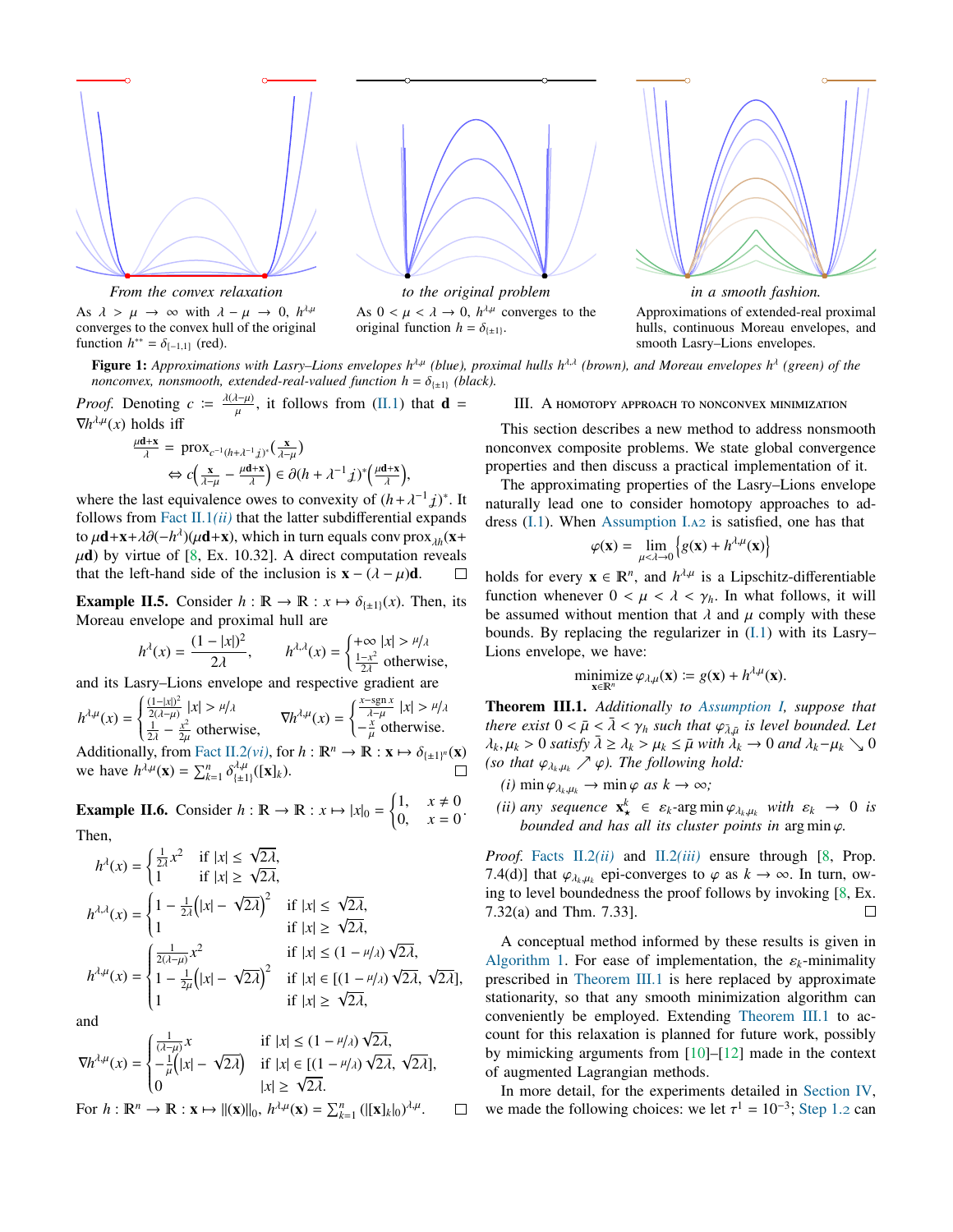From the convex relaxation

As $\lambda > \mu \to \infty$ with $\lambda - \mu \to 0$, $h^{\lambda,\mu}$ converges to the convex hull of the original function $h^{**} = \delta_{[-1,1]}$ (red).

to the original problem

As $0 < \mu < \lambda \to 0$, $h^{\lambda,\mu}$ converges to the original function $h = \delta_{\{\pm 1\}}$.

in a smooth fashion.

Approximations of extended-real proximal hulls, continuous Moreau envelopes, and smooth Lasry–Lions envelopes.

**Figure 1:** *Approximations with Lasry–Lions envelopes $h^{\lambda,\mu}$ (blue), proximal hulls $h^{\lambda,\lambda}$ (brown), and Moreau envelopes $h^{\lambda}$ (green) of the nonconvex, nonsmooth, extended-real-valued function $h = \delta_{\{\pm 1\}}$ (black).*

*Proof.* Denoting $c := \frac{\lambda(\lambda-\mu)}{\mu}$, it follows from (II.1) that $\mathbf{d} = \nabla h^{\lambda,\mu}(x)$ holds iff

$$\begin{aligned}\tfrac{\mu\mathbf{d}+\mathbf{x}}{\lambda} &= \operatorname{prox}_{c^{-1}(h+\lambda^{-1}j)^*}\big(\tfrac{\mathbf{x}}{\lambda-\mu}\big)\\ &\Leftrightarrow c\Big(\tfrac{\mathbf{x}}{\lambda-\mu} - \tfrac{\mu\mathbf{d}+\mathbf{x}}{\lambda}\Big) \in \partial(h+\lambda^{-1}j)^*\Big(\tfrac{\mu\mathbf{d}+\mathbf{x}}{\lambda}\Big),\end{aligned}$$

where the last equivalence owes to convexity of $(h+\lambda^{-1}j)^*$. It follows from Fact II.1*(ii)* that the latter subdifferential expands to $\mu\mathbf{d}+\mathbf{x}+\lambda\partial(-h^{\lambda})(\mu\mathbf{d}+\mathbf{x})$, which in turn equals $\operatorname{conv}\operatorname{prox}_{\lambda h}(\mathbf{x}+\mu\mathbf{d})$ by virtue of [8, Ex. 10.32]. A direct computation reveals that the left-hand side of the inclusion is $\mathbf{x} - (\lambda-\mu)\mathbf{d}$. □

**Example II.5.** Consider $h : \mathbb{R} \to \mathbb{R} : x \mapsto \delta_{\{\pm 1\}}(x)$. Then, its Moreau envelope and proximal hull are

$$h^{\lambda}(x) = \frac{(1-|x|)^2}{2\lambda}, \qquad h^{\lambda,\lambda}(x) = \begin{cases} +\infty & |x| > \mu/\lambda\\ \frac{1-x^2}{2\lambda} & \text{otherwise,}\end{cases}$$

and its Lasry–Lions envelope and respective gradient are

$$h^{\lambda,\mu}(x) = \begin{cases}\frac{(1-|x|)^2}{2(\lambda-\mu)} & |x| > \mu/\lambda\\ \frac{1}{2\lambda} - \frac{x^2}{2\mu} & \text{otherwise,}\end{cases} \qquad \nabla h^{\lambda,\mu}(x) = \begin{cases}\frac{x-\operatorname{sgn} x}{\lambda-\mu} & |x| > \mu/\lambda\\ -\frac{x}{\mu} & \text{otherwise.}\end{cases}$$

Additionally, from Fact II.2*(vi)*, for $h : \mathbb{R}^n \to \mathbb{R} : \mathbf{x} \mapsto \delta_{\{\pm 1\}^n}(\mathbf{x})$ we have $h^{\lambda,\mu}(\mathbf{x}) = \sum_{k=1}^n \delta_{\{\pm 1\}}^{\lambda,\mu}([\mathbf{x}]_k)$. □

**Example II.6.** Consider $h : \mathbb{R} \to \mathbb{R} : x \mapsto |x|_0 = \begin{cases}1, & x \neq 0\\ 0, & x = 0\end{cases}$. Then,

$$h^{\lambda}(x) = \begin{cases}\frac{1}{2\lambda}x^2 & \text{if } |x| \leq \sqrt{2\lambda},\\ 1 & \text{if } |x| \geq \sqrt{2\lambda},\end{cases}$$

$$h^{\lambda,\lambda}(x) = \begin{cases}1 - \frac{1}{2\lambda}\Big(|x| - \sqrt{2\lambda}\Big)^2 & \text{if } |x| \leq \sqrt{2\lambda},\\ 1 & \text{if } |x| \geq \sqrt{2\lambda},\end{cases}$$

$$h^{\lambda,\mu}(x) = \begin{cases}\frac{1}{2(\lambda-\mu)}x^2 & \text{if } |x| \leq (1-\mu/\lambda)\sqrt{2\lambda},\\ 1 - \frac{1}{2\mu}\Big(|x| - \sqrt{2\lambda}\Big)^2 & \text{if } |x| \in [(1-\mu/\lambda)\sqrt{2\lambda}, \sqrt{2\lambda}],\\ 1 & \text{if } |x| \geq \sqrt{2\lambda},\end{cases}$$

and

$$\nabla h^{\lambda,\mu}(x) = \begin{cases}\frac{1}{(\lambda-\mu)}x & \text{if } |x| \leq (1-\mu/\lambda)\sqrt{2\lambda},\\ -\frac{1}{\mu}\Big(|x| - \sqrt{2\lambda}\Big) & \text{if } |x| \in [(1-\mu/\lambda)\sqrt{2\lambda}, \sqrt{2\lambda}],\\ 0 & |x| \geq \sqrt{2\lambda}.\end{cases}$$

For $h : \mathbb{R}^n \to \mathbb{R} : \mathbf{x} \mapsto \|(\mathbf{x})\|_0$, $h^{\lambda,\mu}(\mathbf{x}) = \sum_{k=1}^n (|[\mathbf{x}]_k|_0)^{\lambda,\mu}$. □

## III. A homotopy approach to nonconvex minimization

This section describes a new method to address nonsmooth nonconvex composite problems. We state global convergence properties and then discuss a practical implementation of it.

The approximating properties of the Lasry–Lions envelope naturally lead one to consider homotopy approaches to address (I.1). When Assumption I.A2 is satisfied, one has that

$$\varphi(\mathbf{x}) = \lim_{\mu<\lambda\to 0}\Big\{g(\mathbf{x}) + h^{\lambda,\mu}(\mathbf{x})\Big\}$$

holds for every $\mathbf{x} \in \mathbb{R}^n$, and $h^{\lambda,\mu}$ is a Lipschitz-differentiable function whenever $0 < \mu < \lambda < \gamma_h$. In what follows, it will be assumed without mention that $\lambda$ and $\mu$ comply with these bounds. By replacing the regularizer in (I.1) with its Lasry–Lions envelope, we have:

$$\operatorname*{minimize}_{\mathbf{x}\in\mathbb{R}^n} \varphi_{\lambda,\mu}(\mathbf{x}) := g(\mathbf{x}) + h^{\lambda,\mu}(\mathbf{x}).$$

**Theorem III.1.** *Additionally to Assumption I, suppose that there exist $0 < \bar\mu < \bar\lambda < \gamma_h$ such that $\varphi_{\bar\lambda,\bar\mu}$ is level bounded. Let $\lambda_k, \mu_k > 0$ satisfy $\bar\lambda \geq \lambda_k > \mu_k \leq \bar\mu$ with $\lambda_k \to 0$ and $\lambda_k - \mu_k \searrow 0$ (so that $\varphi_{\lambda_k,\mu_k} \nearrow \varphi$). The following hold:*

*(i)* $\min \varphi_{\lambda_k,\mu_k} \to \min \varphi$ *as* $k \to \infty$*;*

*(ii) any sequence* $\mathbf{x}^k_\star \in \varepsilon_k\text{-}\arg\min \varphi_{\lambda_k,\mu_k}$ *with* $\varepsilon_k \to 0$ *is bounded and has all its cluster points in* $\arg\min \varphi$*.*

*Proof.* Facts II.2*(ii)* and II.2*(iii)* ensure through [8, Prop. 7.4(d)] that $\varphi_{\lambda_k,\mu_k}$ epi-converges to $\varphi$ as $k \to \infty$. In turn, owing to level boundedness the proof follows by invoking [8, Ex. 7.32(a) and Thm. 7.33]. □

A conceptual method informed by these results is given in Algorithm 1. For ease of implementation, the $\varepsilon_k$-minimality prescribed in Theorem III.1 is here replaced by approximate stationarity, so that any smooth minimization algorithm can conveniently be employed. Extending Theorem III.1 to account for this relaxation is planned for future work, possibly by mimicking arguments from [10]–[12] made in the context of augmented Lagrangian methods.

In more detail, for the experiments detailed in Section IV, we made the following choices: we let $\tau^1 = 10^{-3}$; Step 1.2 can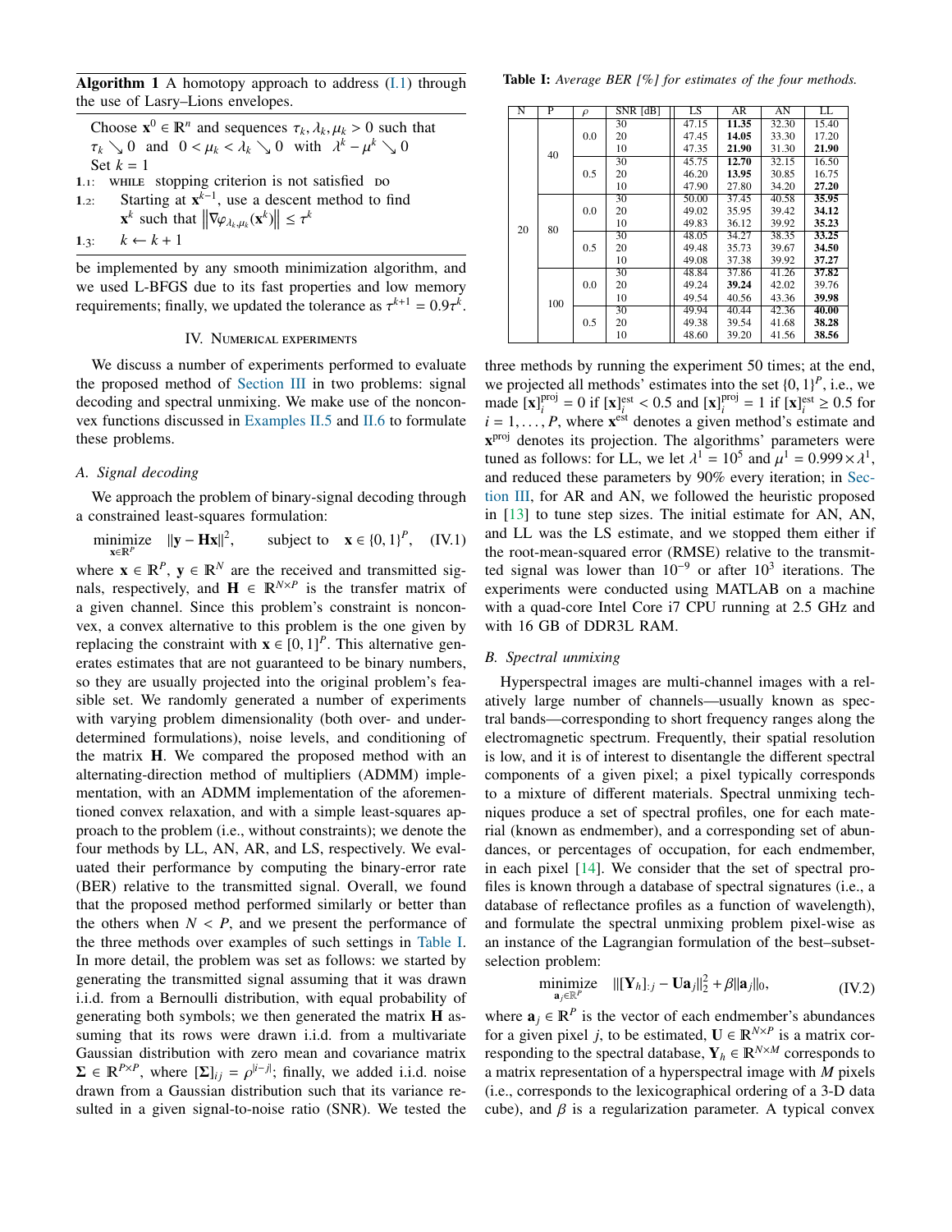**Algorithm 1** A homotopy approach to address (I.1) through the use of Lasry–Lions envelopes.

Choose $\mathbf{x}^0 \in \mathbb{R}^n$ and sequences $\tau_k, \lambda_k, \mu_k > 0$ such that $\tau_k \searrow 0$ and $0 < \mu_k < \lambda_k \searrow 0$ with $\lambda^k - \mu^k \searrow 0$

Set $k = 1$

1.1: **while** stopping criterion is not satisfied **do**

1.2: Starting at $\mathbf{x}^{k-1}$, use a descent method to find $\mathbf{x}^k$ such that $\left\|\nabla\varphi_{\lambda_k,\mu_k}(\mathbf{x}^k)\right\| \le \tau^k$

1.3: $k \leftarrow k + 1$

be implemented by any smooth minimization algorithm, and we used L-BFGS due to its fast properties and low memory requirements; finally, we updated the tolerance as $\tau^{k+1} = 0.9\tau^k$.

## IV. Numerical experiments

We discuss a number of experiments performed to evaluate the proposed method of Section III in two problems: signal decoding and spectral unmixing. We make use of the nonconvex functions discussed in Examples II.5 and II.6 to formulate these problems.

### A. Signal decoding

We approach the problem of binary-signal decoding through a constrained least-squares formulation:

$$\underset{\mathbf{x}\in\mathbb{R}^P}{\text{minimize}} \quad \|\mathbf{y} - \mathbf{H}\mathbf{x}\|^2, \qquad \text{subject to} \quad \mathbf{x} \in \{0,1\}^P, \quad \text{(IV.1)}$$

where $\mathbf{x} \in \mathbb{R}^P$, $\mathbf{y} \in \mathbb{R}^N$ are the received and transmitted signals, respectively, and $\mathbf{H} \in \mathbb{R}^{N\times P}$ is the transfer matrix of a given channel. Since this problem's constraint is nonconvex, a convex alternative to this problem is the one given by replacing the constraint with $\mathbf{x} \in [0,1]^P$. This alternative generates estimates that are not guaranteed to be binary numbers, so they are usually projected into the original problem's feasible set. We randomly generated a number of experiments with varying problem dimensionality (both over- and underdetermined formulations), noise levels, and conditioning of the matrix $\mathbf{H}$. We compared the proposed method with an alternating-direction method of multipliers (ADMM) implementation, with an ADMM implementation of the aforementioned convex relaxation, and with a simple least-squares approach to the problem (i.e., without constraints); we denote the four methods by LL, AN, AR, and LS, respectively. We evaluated their performance by computing the binary-error rate (BER) relative to the transmitted signal. Overall, we found that the proposed method performed similarly or better than the others when $N < P$, and we present the performance of the three methods over examples of such settings in Table I. In more detail, the problem was set as follows: we started by generating the transmitted signal assuming that it was drawn i.i.d. from a Bernoulli distribution, with equal probability of generating both symbols; we then generated the matrix $\mathbf{H}$ assuming that its rows were drawn i.i.d. from a multivariate Gaussian distribution with zero mean and covariance matrix $\mathbf{\Sigma} \in \mathbb{R}^{P\times P}$, where $[\mathbf{\Sigma}]_{ij} = \rho^{|i-j|}$; finally, we added i.i.d. noise drawn from a Gaussian distribution such that its variance resulted in a given signal-to-noise ratio (SNR). We tested the three methods by running the experiment 50 times; at the end, we projected all methods' estimates into the set $\{0,1\}^P$, i.e., we made $[\mathbf{x}]_i^{\text{proj}} = 0$ if $[\mathbf{x}]_i^{\text{est}} < 0.5$ and $[\mathbf{x}]_i^{\text{proj}} = 1$ if $[\mathbf{x}]_i^{\text{est}} \ge 0.5$ for $i = 1,\dots,P$, where $\mathbf{x}^{\text{est}}$ denotes a given method's estimate and $\mathbf{x}^{\text{proj}}$ denotes its projection. The algorithms' parameters were tuned as follows: for LL, we let $\lambda^1 = 10^5$ and $\mu^1 = 0.999 \times \lambda^1$, and reduced these parameters by 90% every iteration; in Section III, for AR and AN, we followed the heuristic proposed in [13] to tune step sizes. The initial estimate for AN, AN, and LL was the LS estimate, and we stopped them either if the root-mean-squared error (RMSE) relative to the transmitted signal was lower than $10^{-9}$ or after $10^3$ iterations. The experiments were conducted using MATLAB on a machine with a quad-core Intel Core i7 CPU running at 2.5 GHz and with 16 GB of DDR3L RAM.

**Table I:** *Average BER [%] for estimates of the four methods.*

| N | P | $\rho$ | SNR [dB] | LS | AR | AN | LL |
|---|---|---|---|---|---|---|---|
| 20 | 40 | 0.0 | 30 | 47.15 | **11.35** | 32.30 | 15.40 |
| | | | 20 | 47.45 | **14.05** | 33.30 | 17.20 |
| | | | 10 | 47.35 | **21.90** | 31.30 | **21.90** |
| | | 0.5 | 30 | 45.75 | **12.70** | 32.15 | 16.50 |
| | | | 20 | 46.20 | **13.95** | 30.85 | 16.75 |
| | | | 10 | 47.90 | 27.80 | 34.20 | **27.20** |
| | 80 | 0.0 | 30 | 50.00 | 37.45 | 40.58 | **35.95** |
| | | | 20 | 49.02 | 35.95 | 39.42 | **34.12** |
| | | | 10 | 49.83 | 36.12 | 39.92 | **35.23** |
| | | 0.5 | 30 | 48.05 | 34.27 | 38.35 | **33.25** |
| | | | 20 | 49.48 | 35.73 | 39.67 | **34.50** |
| | | | 10 | 49.08 | 37.38 | 39.92 | **37.27** |
| | 100 | 0.0 | 30 | 48.84 | 37.86 | 41.26 | **37.82** |
| | | | 20 | 49.24 | **39.24** | 42.02 | 39.76 |
| | | | 10 | 49.54 | 40.56 | 43.36 | **39.98** |
| | | 0.5 | 30 | 49.94 | 40.44 | 42.36 | **40.00** |
| | | | 20 | 49.38 | 39.54 | 41.68 | **38.28** |
| | | | 10 | 48.60 | 39.20 | 41.56 | **38.56** |

### B. Spectral unmixing

Hyperspectral images are multi-channel images with a relatively large number of channels—usually known as spectral bands—corresponding to short frequency ranges along the electromagnetic spectrum. Frequently, their spatial resolution is low, and it is of interest to disentangle the different spectral components of a given pixel; a pixel typically corresponds to a mixture of different materials. Spectral unmixing techniques produce a set of spectral profiles, one for each material (known as endmember), and a corresponding set of abundances, or percentages of occupation, for each endmember, in each pixel [14]. We consider that the set of spectral profiles is known through a database of spectral signatures (i.e., a database of reflectance profiles as a function of wavelength), and formulate the spectral unmixing problem pixel-wise as an instance of the Lagrangian formulation of the best–subset-selection problem:

$$\underset{\mathbf{a}_j\in\mathbb{R}^P}{\text{minimize}} \quad \|[\mathbf{Y}_h]_{:j} - \mathbf{U}\mathbf{a}_j\|_2^2 + \beta\|\mathbf{a}_j\|_0, \quad \text{(IV.2)}$$

where $\mathbf{a}_j \in \mathbb{R}^P$ is the vector of each endmember's abundances for a given pixel $j$, to be estimated, $\mathbf{U} \in \mathbb{R}^{N\times P}$ is a matrix corresponding to the spectral database, $\mathbf{Y}_h \in \mathbb{R}^{N\times M}$ corresponds to a matrix representation of a hyperspectral image with $M$ pixels (i.e., corresponds to the lexicographical ordering of a 3-D data cube), and $\beta$ is a regularization parameter. A typical convex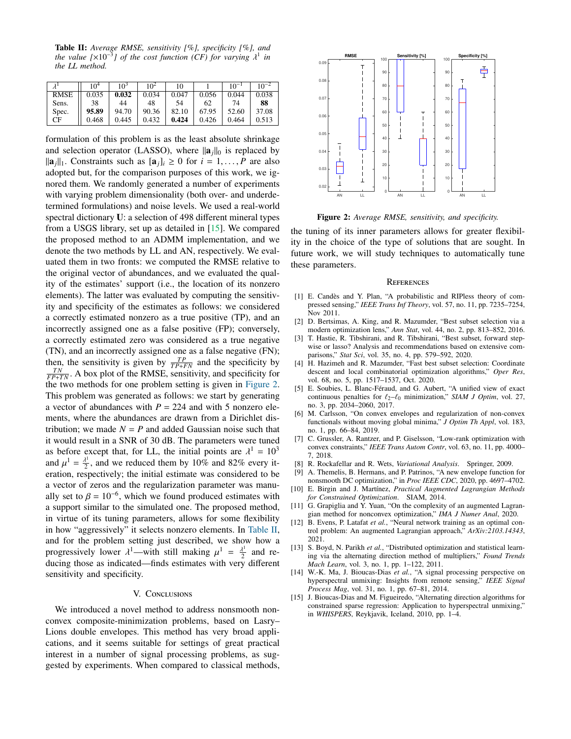**Table II:** *Average RMSE, sensitivity [%], specificity [%], and the value [$\times 10^{-3}$] of the cost function (CF) for varying $\lambda^1$ in the LL method.*

| $\lambda^1$ | $10^4$ | $10^3$ | $10^2$ | $10$ | $1$ | $10^{-1}$ | $10^{-2}$ |
|---|---|---|---|---|---|---|---|
| RMSE | 0.035 | **0.032** | 0.034 | 0.047 | 0.056 | 0.044 | 0.038 |
| Sens. | 38 | 44 | 48 | 54 | 62 | 74 | **88** |
| Spec. | **95.89** | 94.70 | 90.36 | 82.10 | 67.95 | 52.60 | 37.08 |
| CF | 0.468 | 0.445 | 0.432 | **0.424** | 0.426 | 0.464 | 0.513 |

formulation of this problem is as the least absolute shrinkage and selection operator (LASSO), where $\|\mathbf{a}_j\|_0$ is replaced by $\|\mathbf{a}_j\|_1$. Constraints such as $[\mathbf{a}_j]_i \geq 0$ for $i = 1, \ldots, P$ are also adopted but, for the comparison purposes of this work, we ignored them. We randomly generated a number of experiments with varying problem dimensionality (both over- and underdetermined formulations) and noise levels. We used a real-world spectral dictionary $\mathbf{U}$: a selection of 498 different mineral types from a USGS library, set up as detailed in [15]. We compared the proposed method to an ADMM implementation, and we denote the two methods by LL and AN, respectively. We evaluated them in two fronts: we computed the RMSE relative to the original vector of abundances, and we evaluated the quality of the estimates' support (i.e., the location of its nonzero elements). The latter was evaluated by computing the sensitivity and specificity of the estimates as follows: we considered a correctly estimated nonzero as a true positive (TP), and an incorrectly assigned one as a false positive (FP); conversely, a correctly estimated zero was considered as a true negative (TN), and an incorrectly assigned one as a false negative (FN); then, the sensitivity is given by $\frac{TP}{TP+FN}$ and the specificity by $\frac{TN}{FP+TN}$. A box plot of the RMSE, sensitivity, and specificity for the two methods for one problem setting is given in Figure 2. This problem was generated as follows: we start by generating a vector of abundances with $P = 224$ and with 5 nonzero elements, where the abundances are drawn from a Dirichlet distribution; we made $N = P$ and added Gaussian noise such that it would result in a SNR of 30 dB. The parameters were tuned as before except that, for LL, the initial points are $\lambda^1 = 10^3$ and $\mu^1 = \frac{\lambda^1}{2}$, and we reduced them by 10% and 82% every iteration, respectively; the initial estimate was considered to be a vector of zeros and the regularization parameter was manually set to $\beta = 10^{-6}$, which we found produced estimates with a support similar to the simulated one. The proposed method, in virtue of its tuning parameters, allows for some flexibility in how "aggressively" it selects nonzero elements. In Table II, and for the problem setting just described, we show how a progressively lower $\lambda^1$—with still making $\mu^1 = \frac{\lambda^1}{2}$ and reducing those as indicated—finds estimates with very different sensitivity and specificity.

## V. Conclusions

We introduced a novel method to address nonsmooth nonconvex composite-minimization problems, based on Lasry–Lions double envelopes. This method has very broad applications, and it seems suitable for settings of great practical interest in a number of signal processing problems, as suggested by experiments. When compared to classical methods, the tuning of its inner parameters allows for greater flexibility in the choice of the type of solutions that are sought. In future work, we will study techniques to automatically tune these parameters.

RMSE
0.09
0.08
0.07
0.06
0.05
0.04
0.03
0.02
AN LL

Sensitivity [%]
100
90
80
70
60
50
40
30
20
10
0
AN LL

Specificity [%]
100
90
80
70
60
50
40
30
20
10
0
AN LL

**Figure 2:** *Average RMSE, sensitivity, and specificity.*

## References

[1] E. Candès and Y. Plan, "A probabilistic and RIPless theory of compressed sensing," *IEEE Trans Inf Theory*, vol. 57, no. 11, pp. 7235–7254, Nov 2011.

[2] D. Bertsimas, A. King, and R. Mazumder, "Best subset selection via a modern optimization lens," *Ann Stat*, vol. 44, no. 2, pp. 813–852, 2016.

[3] T. Hastie, R. Tibshirani, and R. Tibshirani, "Best subset, forward stepwise or lasso? Analysis and recommendations based on extensive comparisons," *Stat Sci*, vol. 35, no. 4, pp. 579–592, 2020.

[4] H. Hazimeh and R. Mazumder, "Fast best subset selection: Coordinate descent and local combinatorial optimization algorithms," *Oper Res*, vol. 68, no. 5, pp. 1517–1537, Oct. 2020.

[5] E. Soubies, L. Blanc-Féraud, and G. Aubert, "A unified view of exact continuous penalties for $\ell_2$–$\ell_0$ minimization," *SIAM J Optim*, vol. 27, no. 3, pp. 2034–2060, 2017.

[6] M. Carlsson, "On convex envelopes and regularization of non-convex functionals without moving global minima," *J Optim Th Appl*, vol. 183, no. 1, pp. 66–84, 2019.

[7] C. Grussler, A. Rantzer, and P. Giselsson, "Low-rank optimization with convex constraints," *IEEE Trans Autom Contr*, vol. 63, no. 11, pp. 4000–4007, 2018.

[8] R. Rockafellar and R. Wets, *Variational Analysis*. Springer, 2009.

[9] A. Themelis, B. Hermans, and P. Patrinos, "A new envelope function for nonsmooth DC optimization," in *Proc IEEE CDC*, 2020, pp. 4697–4702.

[10] E. Birgin and J. Martínez, *Practical Augmented Lagrangian Methods for Constrained Optimization*. SIAM, 2014.

[11] G. Grapiglia and Y. Yuan, "On the complexity of an augmented Lagrangian method for nonconvex optimization," *IMA J Numer Anal*, 2020.

[12] B. Evens, P. Latafat *et al.*, "Neural network training as an optimal control problem: An augmented Lagrangian approach," *ArXiv:2103.14343*, 2021.

[13] S. Boyd, N. Parikh *et al.*, "Distributed optimization and statistical learning via the alternating direction method of multipliers," *Found Trends Mach Learn*, vol. 3, no. 1, pp. 1–122, 2011.

[14] W.-K. Ma, J. Bioucas-Dias *et al.*, "A signal processing perspective on hyperspectral unmixing: Insights from remote sensing," *IEEE Signal Process Mag*, vol. 31, no. 1, pp. 67–81, 2014.

[15] J. Bioucas-Dias and M. Figueiredo, "Alternating direction algorithms for constrained sparse regression: Application to hyperspectral unmixing," in *WHISPERS*, Reykjavik, Iceland, 2010, pp. 1–4.